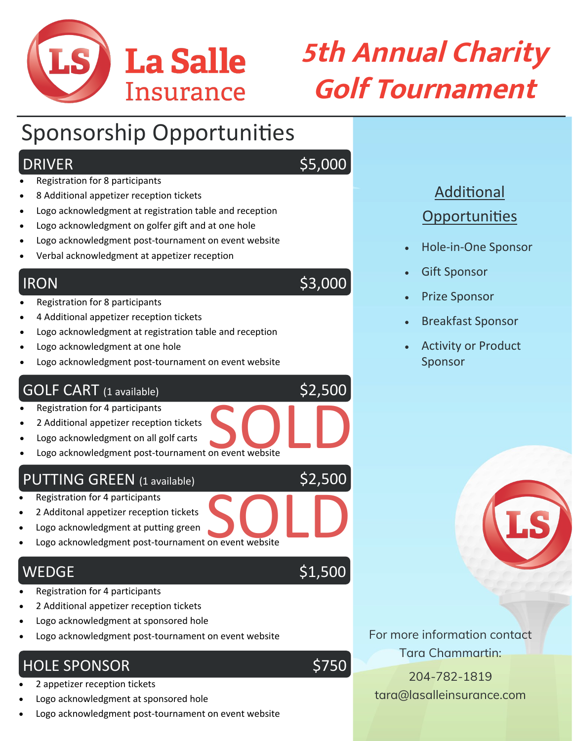# La Salle Insurance

# 5th Annual Charity Golf Tournament

## Sponsorship Opportunities

### DRIVER — $5,000

- Registration for 8 participants
- 8 Additional appetizer reception tickets
- Logo acknowledgment at registration table and reception
- Logo acknowledgment on golfer gift and at one hole
- Logo acknowledgment post-tournament on event website
- Verbal acknowledgment at appetizer reception

### IRON — $3,000

- Registration for 8 participants
- 4 Additional appetizer reception tickets
- Logo acknowledgment at registration table and reception
- Logo acknowledgment at one hole
- Logo acknowledgment post-tournament on event website

### GOLF CART (1 available) — $2,500

SOLD

- Registration for 4 participants
- 2 Additional appetizer reception tickets
- Logo acknowledgment on all golf carts
- Logo acknowledgment post-tournament on event website

### PUTTING GREEN (1 available) — $2,500

SOLD

- Registration for 4 participants
- 2 Additonal appetizer reception tickets
- Logo acknowledgment at putting green
- Logo acknowledgment post-tournament on event website

### WEDGE — $1,500

- Registration for 4 participants
- 2 Additional appetizer reception tickets
- Logo acknowledgment at sponsored hole
- Logo acknowledgment post-tournament on event website

### HOLE SPONSOR — $750

- 2 appetizer reception tickets
- Logo acknowledgment at sponsored hole
- Logo acknowledgment post-tournament on event website

## Additional Opportunities

- Hole-in-One Sponsor
- Gift Sponsor
- Prize Sponsor
- Breakfast Sponsor
- Activity or Product Sponsor

For more information contact Tara Chammartin:

204-782-1819

tara@lasalleinsurance.com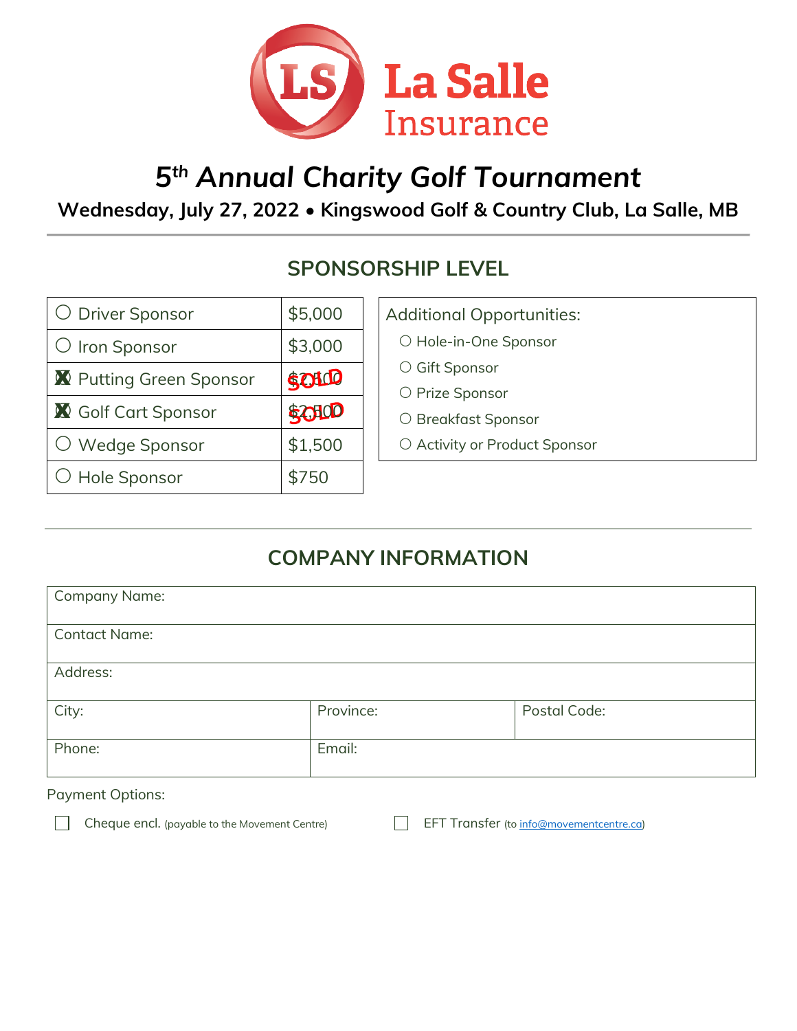La Salle Insurance

# 5th Annual Charity Golf Tournament

**Wednesday, July 27, 2022 • Kingswood Golf & Country Club, La Salle, MB**

## SPONSORSHIP LEVEL

| | |
|---|---|
| ○ Driver Sponsor | $5,000 |
| ○ Iron Sponsor | $3,000 |
| ☒ Putting Green Sponsor | SOLD |
| ☒ Golf Cart Sponsor | SOLD |
| ○ Wedge Sponsor | $1,500 |
| ○ Hole Sponsor | $750 |

Additional Opportunities:

- ○ Hole-in-One Sponsor
- ○ Gift Sponsor
- ○ Prize Sponsor
- ○ Breakfast Sponsor
- ○ Activity or Product Sponsor

## COMPANY INFORMATION

| | | |
|---|---|---|
| Company Name: | | |
| Contact Name: | | |
| Address: | | |
| City: | Province: | Postal Code: |
| Phone: | Email: | |

Payment Options:

☐ Cheque encl. (payable to the Movement Centre)

☐ EFT Transfer (to info@movementcentre.ca)